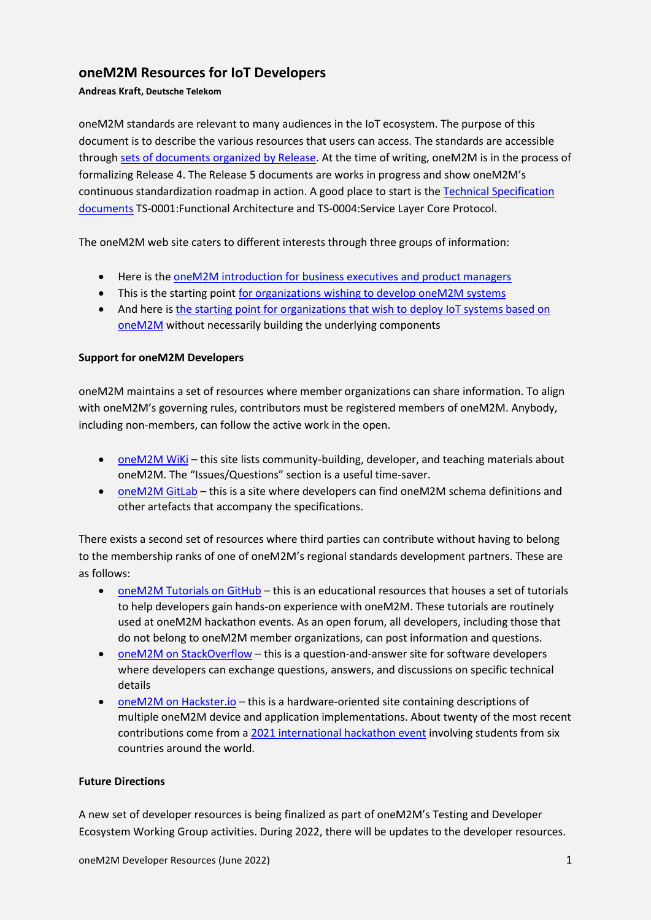# oneM2M Resources for IoT Developers

**Andreas Kraft, Deutsche Telekom**

oneM2M standards are relevant to many audiences in the IoT ecosystem. The purpose of this document is to describe the various resources that users can access. The standards are accessible through sets of documents organized by Release. At the time of writing, oneM2M is in the process of formalizing Release 4. The Release 5 documents are works in progress and show oneM2M's continuous standardization roadmap in action. A good place to start is the Technical Specification documents TS-0001:Functional Architecture and TS-0004:Service Layer Core Protocol.

The oneM2M web site caters to different interests through three groups of information:

- Here is the oneM2M introduction for business executives and product managers
- This is the starting point for organizations wishing to develop oneM2M systems
- And here is the starting point for organizations that wish to deploy IoT systems based on oneM2M without necessarily building the underlying components

## Support for oneM2M Developers

oneM2M maintains a set of resources where member organizations can share information. To align with oneM2M's governing rules, contributors must be registered members of oneM2M. Anybody, including non-members, can follow the active work in the open.

- oneM2M WiKi – this site lists community-building, developer, and teaching materials about oneM2M. The "Issues/Questions" section is a useful time-saver.
- oneM2M GitLab – this is a site where developers can find oneM2M schema definitions and other artefacts that accompany the specifications.

There exists a second set of resources where third parties can contribute without having to belong to the membership ranks of one of oneM2M's regional standards development partners. These are as follows:

- oneM2M Tutorials on GitHub – this is an educational resources that houses a set of tutorials to help developers gain hands-on experience with oneM2M. These tutorials are routinely used at oneM2M hackathon events. As an open forum, all developers, including those that do not belong to oneM2M member organizations, can post information and questions.
- oneM2M on StackOverflow – this is a question-and-answer site for software developers where developers can exchange questions, answers, and discussions on specific technical details
- oneM2M on Hackster.io – this is a hardware-oriented site containing descriptions of multiple oneM2M device and application implementations. About twenty of the most recent contributions come from a 2021 international hackathon event involving students from six countries around the world.

## Future Directions

A new set of developer resources is being finalized as part of oneM2M's Testing and Developer Ecosystem Working Group activities. During 2022, there will be updates to the developer resources.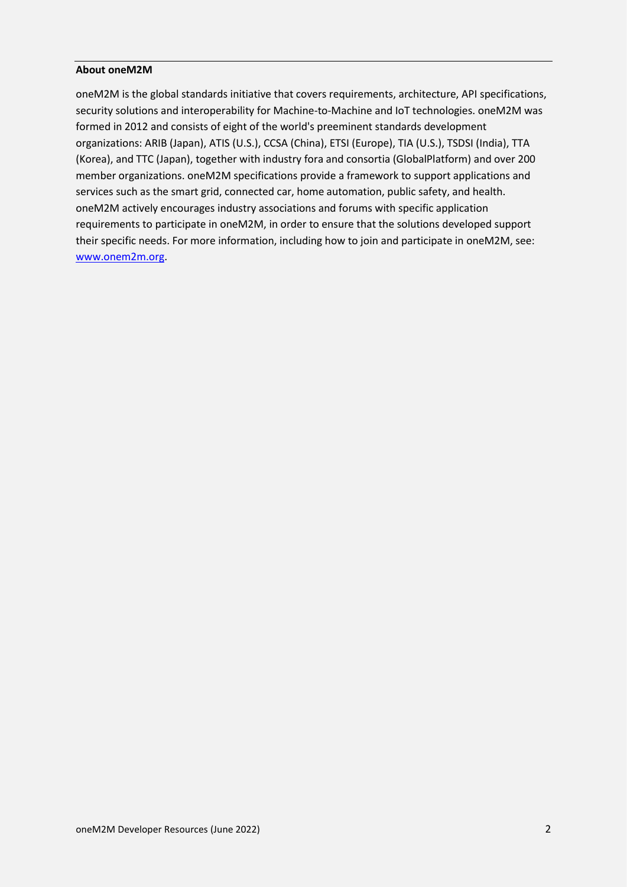**About oneM2M**

oneM2M is the global standards initiative that covers requirements, architecture, API specifications, security solutions and interoperability for Machine-to-Machine and IoT technologies. oneM2M was formed in 2012 and consists of eight of the world's preeminent standards development organizations: ARIB (Japan), ATIS (U.S.), CCSA (China), ETSI (Europe), TIA (U.S.), TSDSI (India), TTA (Korea), and TTC (Japan), together with industry fora and consortia (GlobalPlatform) and over 200 member organizations. oneM2M specifications provide a framework to support applications and services such as the smart grid, connected car, home automation, public safety, and health. oneM2M actively encourages industry associations and forums with specific application requirements to participate in oneM2M, in order to ensure that the solutions developed support their specific needs. For more information, including how to join and participate in oneM2M, see: [www.onem2m.org](http://www.onem2m.org).